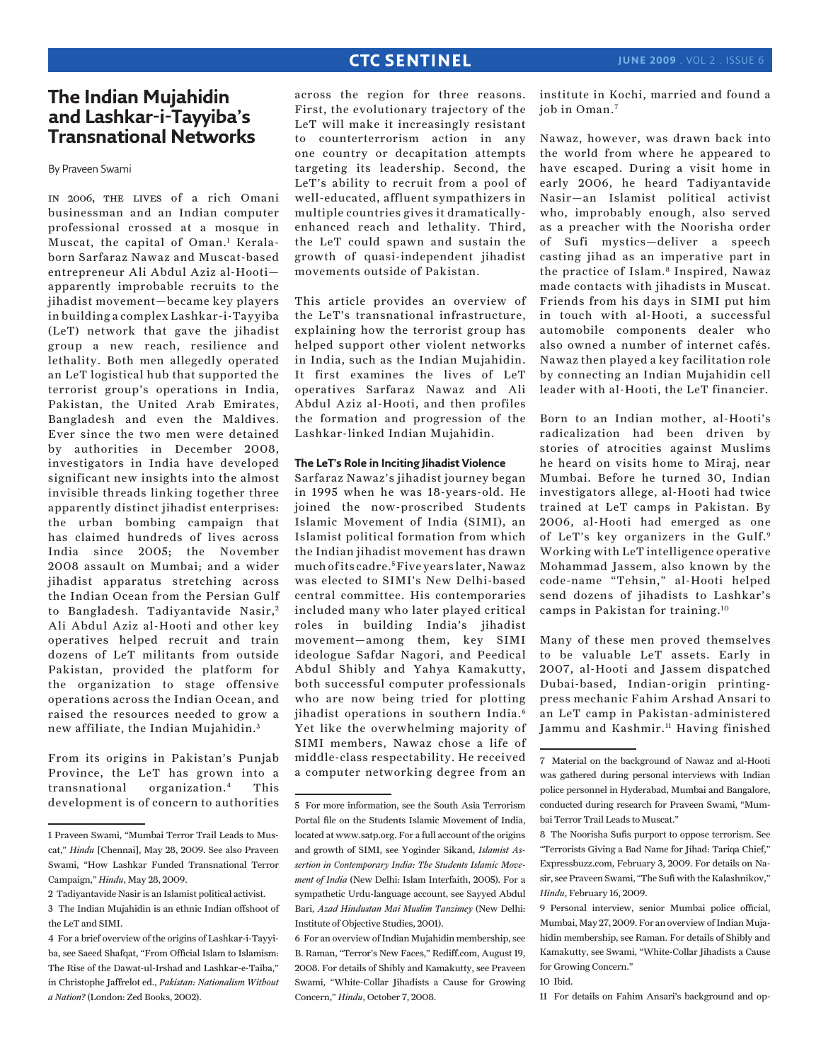# The Indian Mujahidin and Lashkar-i-Tayyiba's Transnational Networks

By Praveen Swami

In 2006, the lives of a rich Omani businessman and an Indian computer professional crossed at a mosque in Muscat, the capital of Oman.[1] Kerala-born Sarfaraz Nawaz and Muscat-based entrepreneur Ali Abdul Aziz al-Hooti—apparently improbable recruits to the jihadist movement—became key players in building a complex Lashkar-i-Tayyiba (LeT) network that gave the jihadist group a new reach, resilience and lethality. Both men allegedly operated an LeT logistical hub that supported the terrorist group's operations in India, Pakistan, the United Arab Emirates, Bangladesh and even the Maldives. Ever since the two men were detained by authorities in December 2008, investigators in India have developed significant new insights into the almost invisible threads linking together three apparently distinct jihadist enterprises: the urban bombing campaign that has claimed hundreds of lives across India since 2005; the November 2008 assault on Mumbai; and a wider jihadist apparatus stretching across the Indian Ocean from the Persian Gulf to Bangladesh. Tadiyantavide Nasir,[2] Ali Abdul Aziz al-Hooti and other key operatives helped recruit and train dozens of LeT militants from outside Pakistan, provided the platform for the organization to stage offensive operations across the Indian Ocean, and raised the resources needed to grow a new affiliate, the Indian Mujahidin.[3]

From its origins in Pakistan's Punjab Province, the LeT has grown into a transnational organization.[4] This development is of concern to authorities across the region for three reasons. First, the evolutionary trajectory of the LeT will make it increasingly resistant to counterterrorism action in any one country or decapitation attempts targeting its leadership. Second, the LeT's ability to recruit from a pool of well-educated, affluent sympathizers in multiple countries gives it dramatically-enhanced reach and lethality. Third, the LeT could spawn and sustain the growth of quasi-independent jihadist movements outside of Pakistan.

This article provides an overview of the LeT's transnational infrastructure, explaining how the terrorist group has helped support other violent networks in India, such as the Indian Mujahidin. It first examines the lives of LeT operatives Sarfaraz Nawaz and Ali Abdul Aziz al-Hooti, and then profiles the formation and progression of the Lashkar-linked Indian Mujahidin.

### The LeT's Role in Inciting Jihadist Violence

Sarfaraz Nawaz's jihadist journey began in 1995 when he was 18-years-old. He joined the now-proscribed Students Islamic Movement of India (SIMI), an Islamist political formation from which the Indian jihadist movement has drawn much of its cadre.[5] Five years later, Nawaz was elected to SIMI's New Delhi-based central committee. His contemporaries included many who later played critical roles in building India's jihadist movement—among them, key SIMI ideologue Safdar Nagori, and Peedical Abdul Shibly and Yahya Kamakutty, both successful computer professionals who are now being tried for plotting jihadist operations in southern India.[6] Yet like the overwhelming majority of SIMI members, Nawaz chose a life of middle-class respectability. He received a computer networking degree from an institute in Kochi, married and found a job in Oman.[7]

Nawaz, however, was drawn back into the world from where he appeared to have escaped. During a visit home in early 2006, he heard Tadiyantavide Nasir—an Islamist political activist who, improbably enough, also served as a preacher with the Noorisha order of Sufi mystics—deliver a speech casting jihad as an imperative part in the practice of Islam.[8] Inspired, Nawaz made contacts with jihadists in Muscat. Friends from his days in SIMI put him in touch with al-Hooti, a successful automobile components dealer who also owned a number of internet cafés. Nawaz then played a key facilitation role by connecting an Indian Mujahidin cell leader with al-Hooti, the LeT financier.

Born to an Indian mother, al-Hooti's radicalization had been driven by stories of atrocities against Muslims he heard on visits home to Miraj, near Mumbai. Before he turned 30, Indian investigators allege, al-Hooti had twice trained at LeT camps in Pakistan. By 2006, al-Hooti had emerged as one of LeT's key organizers in the Gulf.[9] Working with LeT intelligence operative Mohammad Jassem, also known by the code-name "Tehsin," al-Hooti helped send dozens of jihadists to Lashkar's camps in Pakistan for training.[10]

Many of these men proved themselves to be valuable LeT assets. Early in 2007, al-Hooti and Jassem dispatched Dubai-based, Indian-origin printing-press mechanic Fahim Arshad Ansari to an LeT camp in Pakistan-administered Jammu and Kashmir.[11] Having finished

---

1 Praveen Swami, "Mumbai Terror Trail Leads to Muscat," *Hindu* [Chennai], May 28, 2009. See also Praveen Swami, "How Lashkar Funded Transnational Terror Campaign," *Hindu*, May 28, 2009.

2 Tadiyantavide Nasir is an Islamist political activist.

3 The Indian Mujahidin is an ethnic Indian offshoot of the LeT and SIMI.

4 For a brief overview of the origins of Lashkar-i-Tayyiba, see Saeed Shafqat, "From Official Islam to Islamism: The Rise of the Dawat-ul-Irshad and Lashkar-e-Taiba," in Christophe Jaffrelot ed., *Pakistan: Nationalism Without a Nation?* (London: Zed Books, 2002).

5 For more information, see the South Asia Terrorism Portal file on the Students Islamic Movement of India, located at www.satp.org. For a full account of the origins and growth of SIMI, see Yoginder Sikand, *Islamist Assertion in Contemporary India: The Students Islamic Movement of India* (New Delhi: Islam Interfaith, 2005). For a sympathetic Urdu-language account, see Sayyed Abdul Bari, *Azad Hindustan Mai Muslim Tanzimey* (New Delhi: Institute of Objective Studies, 2001).

6 For an overview of Indian Mujahidin membership, see B. Raman, "Terror's New Faces," Rediff.com, August 19, 2008. For details of Shibly and Kamakutty, see Praveen Swami, "White-Collar Jihadists a Cause for Growing Concern," *Hindu*, October 7, 2008.

7 Material on the background of Nawaz and al-Hooti was gathered during personal interviews with Indian police personnel in Hyderabad, Mumbai and Bangalore, conducted during research for Praveen Swami, "Mumbai Terror Trail Leads to Muscat."

8 The Noorisha Sufis purport to oppose terrorism. See "Terrorists Giving a Bad Name for Jihad: Tariqa Chief," Expressbuzz.com, February 3, 2009. For details on Nasir, see Praveen Swami, "The Sufi with the Kalashnikov," *Hindu*, February 16, 2009.

9 Personal interview, senior Mumbai police official, Mumbai, May 27, 2009. For an overview of Indian Mujahidin membership, see Raman. For details of Shibly and Kamakutty, see Swami, "White-Collar Jihadists a Cause for Growing Concern."

10 Ibid.

11 For details on Fahim Ansari's background and op-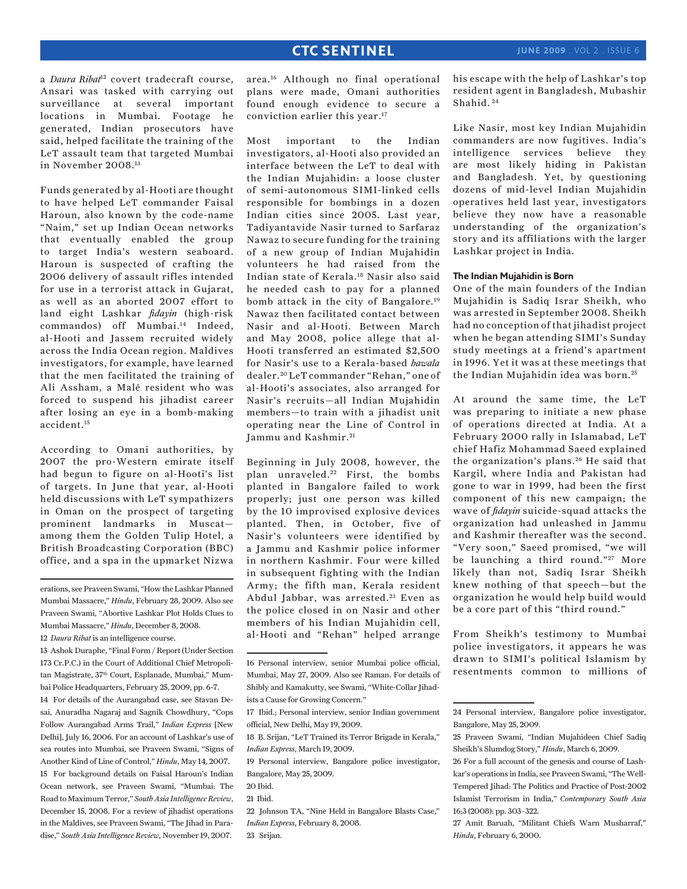a *Daura Ribat*[12] covert tradecraft course, Ansari was tasked with carrying out surveillance at several important locations in Mumbai. Footage he generated, Indian prosecutors have said, helped facilitate the training of the LeT assault team that targeted Mumbai in November 2008.[13]

Funds generated by al-Hooti are thought to have helped LeT commander Faisal Haroun, also known by the code-name "Naim," set up Indian Ocean networks that eventually enabled the group to target India's western seaboard. Haroun is suspected of crafting the 2006 delivery of assault rifles intended for use in a terrorist attack in Gujarat, as well as an aborted 2007 effort to land eight Lashkar *fidayin* (high-risk commandos) off Mumbai.[14] Indeed, al-Hooti and Jassem recruited widely across the India Ocean region. Maldives investigators, for example, have learned that the men facilitated the training of Ali Assham, a Malé resident who was forced to suspend his jihadist career after losing an eye in a bomb-making accident.[15]

According to Omani authorities, by 2007 the pro-Western emirate itself had begun to figure on al-Hooti's list of targets. In June that year, al-Hooti held discussions with LeT sympathizers in Oman on the prospect of targeting prominent landmarks in Muscat—among them the Golden Tulip Hotel, a British Broadcasting Corporation (BBC) office, and a spa in the upmarket Nizwa area.[16] Although no final operational plans were made, Omani authorities found enough evidence to secure a conviction earlier this year.[17]

Most important to the Indian investigators, al-Hooti also provided an interface between the LeT to deal with the Indian Mujahidin: a loose cluster of semi-autonomous SIMI-linked cells responsible for bombings in a dozen Indian cities since 2005. Last year, Tadiyantavide Nasir turned to Sarfaraz Nawaz to secure funding for the training of a new group of Indian Mujahidin volunteers he had raised from the Indian state of Kerala.[18] Nasir also said he needed cash to pay for a planned bomb attack in the city of Bangalore.[19] Nawaz then facilitated contact between Nasir and al-Hooti. Between March and May 2008, police allege that al-Hooti transferred an estimated $2,500 for Nasir's use to a Kerala-based *hawala* dealer.[20] LeT commander "Rehan," one of al-Hooti's associates, also arranged for Nasir's recruits—all Indian Mujahidin members—to train with a jihadist unit operating near the Line of Control in Jammu and Kashmir.[21]

Beginning in July 2008, however, the plan unraveled.[22] First, the bombs planted in Bangalore failed to work properly; just one person was killed by the 10 improvised explosive devices planted. Then, in October, five of Nasir's volunteers were identified by a Jammu and Kashmir police informer in northern Kashmir. Four were killed in subsequent fighting with the Indian Army; the fifth man, Kerala resident Abdul Jabbar, was arrested.[23] Even as the police closed in on Nasir and other members of his Indian Mujahidin cell, al-Hooti and "Rehan" helped arrange his escape with the help of Lashkar's top resident agent in Bangladesh, Mubashir Shahid.[24]

Like Nasir, most key Indian Mujahidin commanders are now fugitives. India's intelligence services believe they are most likely hiding in Pakistan and Bangladesh. Yet, by questioning dozens of mid-level Indian Mujahidin operatives held last year, investigators believe they now have a reasonable understanding of the organization's story and its affiliations with the larger Lashkar project in India.

### The Indian Mujahidin is Born

One of the main founders of the Indian Mujahidin is Sadiq Israr Sheikh, who was arrested in September 2008. Sheikh had no conception of that jihadist project when he began attending SIMI's Sunday study meetings at a friend's apartment in 1996. Yet it was at these meetings that the Indian Mujahidin idea was born.[25]

At around the same time, the LeT was preparing to initiate a new phase of operations directed at India. At a February 2000 rally in Islamabad, LeT chief Hafiz Mohammad Saeed explained the organization's plans.[26] He said that Kargil, where India and Pakistan had gone to war in 1999, had been the first component of this new campaign; the wave of *fidayin* suicide-squad attacks the organization had unleashed in Jammu and Kashmir thereafter was the second. "Very soon," Saeed promised, "we will be launching a third round."[27] More likely than not, Sadiq Israr Sheikh knew nothing of that speech—but the organization he would help build would be a core part of this "third round."

From Sheikh's testimony to Mumbai police investigators, it appears he was drawn to SIMI's political Islamism by resentments common to millions of

---

erations, see Praveen Swami, "How the Lashkar Planned Mumbai Massacre," *Hindu*, February 28, 2009. Also see Praveen Swami, "Abortive Lashkar Plot Holds Clues to Mumbai Massacre," *Hindu*, December 8, 2008.

12 *Daura Ribat* is an intelligence course.

13 Ashok Duraphe, "Final Form / Report (Under Section 173 Cr.P.C.) in the Court of Additional Chief Metropolitan Magistrate, 37th Court, Esplanade, Mumbai," Mumbai Police Headquarters, February 25, 2009, pp. 6-7.

14 For details of the Aurangabad case, see Stavan Desai, Anuradha Nagaraj and Sagnik Chowdhury, "Cops Follow Aurangabad Arms Trail," *Indian Express* [New Delhi], July 16, 2006. For an account of Lashkar's use of sea routes into Mumbai, see Praveen Swami, "Signs of Another Kind of Line of Control," *Hindu*, May 14, 2007.

15 For background details on Faisal Haroun's Indian Ocean network, see Praveen Swami, "Mumbai: The Road to Maximum Terror," *South Asia Intelligence Review*, December 15, 2008. For a review of jihadist operations in the Maldives, see Praveen Swami, "The Jihad in Paradise," *South Asia Intelligence Review*, November 19, 2007.

16 Personal interview, senior Mumbai police official, Mumbai, May 27, 2009. Also see Raman. For details of Shibly and Kamakutty, see Swami, "White-Collar Jihadists a Cause for Growing Concern."

17 Ibid.; Personal interview, senior Indian government official, New Delhi, May 19, 2009.

18 B. Srijan, "LeT Trained its Terror Brigade in Kerala," *Indian Express*, March 19, 2009.

19 Personal interview, Bangalore police investigator, Bangalore, May 25, 2009.

20 Ibid.

21 Ibid.

22 Johnson TA, "Nine Held in Bangalore Blasts Case," *Indian Express*, February 8, 2008.

23 Srijan.

24 Personal interview, Bangalore police investigator, Bangalore, May 25, 2009.

25 Praveen Swami, "Indian Mujahideen Chief Sadiq Sheikh's Slumdog Story," *Hindu*, March 6, 2009.

26 For a full account of the genesis and course of Lashkar's operations in India, see Praveen Swami, "The Well-Tempered Jihad: The Politics and Practice of Post-2002 Islamist Terrorism in India," *Contemporary South Asia* 16:3 (2008): pp. 303–322.

27 Amit Baruah, "Militant Chiefs Warn Musharraf," *Hindu*, February 6, 2000.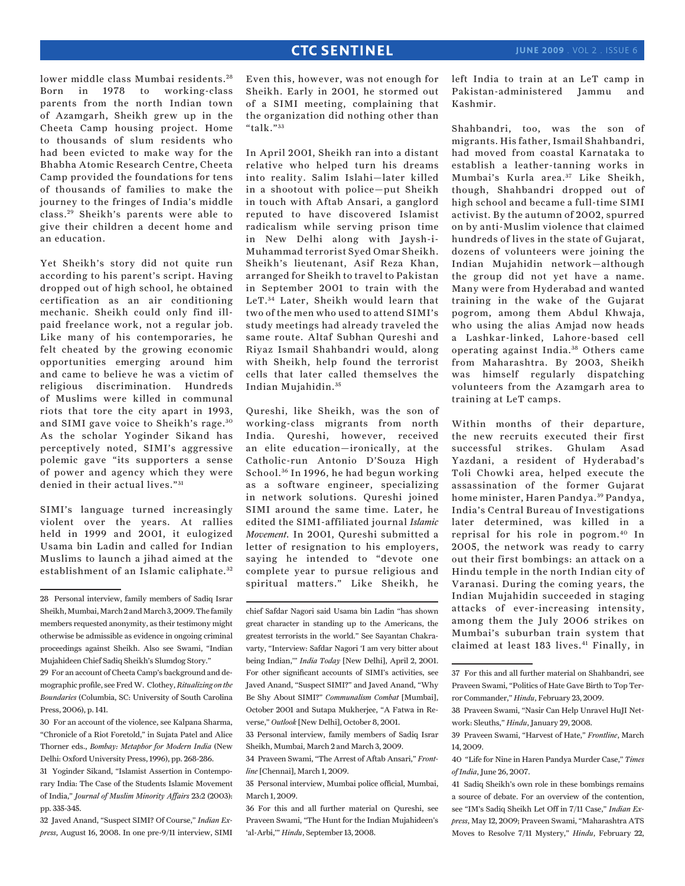lower middle class Mumbai residents.[28] Born in 1978 to working-class parents from the north Indian town of Azamgarh, Sheikh grew up in the Cheeta Camp housing project. Home to thousands of slum residents who had been evicted to make way for the Bhabha Atomic Research Centre, Cheeta Camp provided the foundations for tens of thousands of families to make the journey to the fringes of India's middle class.[29] Sheikh's parents were able to give their children a decent home and an education.

Yet Sheikh's story did not quite run according to his parent's script. Having dropped out of high school, he obtained certification as an air conditioning mechanic. Sheikh could only find ill-paid freelance work, not a regular job. Like many of his contemporaries, he felt cheated by the growing economic opportunities emerging around him and came to believe he was a victim of religious discrimination. Hundreds of Muslims were killed in communal riots that tore the city apart in 1993, and SIMI gave voice to Sheikh's rage.[30] As the scholar Yoginder Sikand has perceptively noted, SIMI's aggressive polemic gave "its supporters a sense of power and agency which they were denied in their actual lives."[31]

SIMI's language turned increasingly violent over the years. At rallies held in 1999 and 2001, it eulogized Usama bin Ladin and called for Indian Muslims to launch a jihad aimed at the establishment of an Islamic caliphate.[32] Even this, however, was not enough for Sheikh. Early in 2001, he stormed out of a SIMI meeting, complaining that the organization did nothing other than "talk."[33]

In April 2001, Sheikh ran into a distant relative who helped turn his dreams into reality. Salim Islahi—later killed in a shootout with police—put Sheikh in touch with Aftab Ansari, a ganglord reputed to have discovered Islamist radicalism while serving prison time in New Delhi along with Jaysh-i-Muhammad terrorist Syed Omar Sheikh. Sheikh's lieutenant, Asif Reza Khan, arranged for Sheikh to travel to Pakistan in September 2001 to train with the LeT.[34] Later, Sheikh would learn that two of the men who used to attend SIMI's study meetings had already traveled the same route. Altaf Subhan Qureshi and Riyaz Ismail Shahbandri would, along with Sheikh, help found the terrorist cells that later called themselves the Indian Mujahidin.[35]

Qureshi, like Sheikh, was the son of working-class migrants from north India. Qureshi, however, received an elite education—ironically, at the Catholic-run Antonio D'Souza High School.[36] In 1996, he had begun working as a software engineer, specializing in network solutions. Qureshi joined SIMI around the same time. Later, he edited the SIMI-affiliated journal *Islamic Movement*. In 2001, Qureshi submitted a letter of resignation to his employers, saying he intended to "devote one complete year to pursue religious and spiritual matters." Like Sheikh, he left India to train at an LeT camp in Pakistan-administered Jammu and Kashmir.

Shahbandri, too, was the son of migrants. His father, Ismail Shahbandri, had moved from coastal Karnataka to establish a leather-tanning works in Mumbai's Kurla area.[37] Like Sheikh, though, Shahbandri dropped out of high school and became a full-time SIMI activist. By the autumn of 2002, spurred on by anti-Muslim violence that claimed hundreds of lives in the state of Gujarat, dozens of volunteers were joining the Indian Mujahidin network—although the group did not yet have a name. Many were from Hyderabad and wanted training in the wake of the Gujarat pogrom, among them Abdul Khwaja, who using the alias Amjad now heads a Lashkar-linked, Lahore-based cell operating against India.[38] Others came from Maharashtra. By 2003, Sheikh was himself regularly dispatching volunteers from the Azamgarh area to training at LeT camps.

Within months of their departure, the new recruits executed their first successful strikes. Ghulam Asad Yazdani, a resident of Hyderabad's Toli Chowki area, helped execute the assassination of the former Gujarat home minister, Haren Pandya.[39] Pandya, India's Central Bureau of Investigations later determined, was killed in a reprisal for his role in pogrom.[40] In 2005, the network was ready to carry out their first bombings: an attack on a Hindu temple in the north Indian city of Varanasi. During the coming years, the Indian Mujahidin succeeded in staging attacks of ever-increasing intensity, among them the July 2006 strikes on Mumbai's suburban train system that claimed at least 183 lives.[41] Finally, in

---

28 Personal interview, family members of Sadiq Israr Sheikh, Mumbai, March 2 and March 3, 2009. The family members requested anonymity, as their testimony might otherwise be admissible as evidence in ongoing criminal proceedings against Sheikh. Also see Swami, "Indian Mujahideen Chief Sadiq Sheikh's Slumdog Story."

29 For an account of Cheeta Camp's background and demographic profile, see Fred W. Clothey, *Ritualizing on the Boundaries* (Columbia, SC: University of South Carolina Press, 2006), p. 141.

30 For an account of the violence, see Kalpana Sharma, "Chronicle of a Riot Foretold," in Sujata Patel and Alice Thorner eds., *Bombay: Metaphor for Modern India* (New Delhi: Oxford University Press, 1996), pp. 268-286.

31 Yoginder Sikand, "Islamist Assertion in Contemporary India: The Case of the Students Islamic Movement of India," *Journal of Muslim Minority Affairs* 23:2 (2003): pp. 335-345.

32 Javed Anand, "Suspect SIMI? Of Course," *Indian Express*, August 16, 2008. In one pre-9/11 interview, SIMI chief Safdar Nagori said Usama bin Ladin "has shown great character in standing up to the Americans, the greatest terrorists in the world." See Sayantan Chakravarty, "Interview: Safdar Nagori 'I am very bitter about being Indian,'" *India Today* [New Delhi], April 2, 2001. For other significant accounts of SIMI's activities, see Javed Anand, "Suspect SIMI?" and Javed Anand, "Why Be Shy About SIMI?" *Communalism Combat* [Mumbai], October 2001 and Sutapa Mukherjee, "A Fatwa in Reverse," *Outlook* [New Delhi], October 8, 2001.

33 Personal interview, family members of Sadiq Israr Sheikh, Mumbai, March 2 and March 3, 2009.

34 Praveen Swami, "The Arrest of Aftab Ansari," *Frontline* [Chennai], March 1, 2009.

35 Personal interview, Mumbai police official, Mumbai, March 1, 2009.

36 For this and all further material on Qureshi, see Praveen Swami, "The Hunt for the Indian Mujahideen's 'al-Arbi,'" *Hindu*, September 13, 2008.

37 For this and all further material on Shahbandri, see Praveen Swami, "Politics of Hate Gave Birth to Top Terror Commander," *Hindu*, February 23, 2009.

38 Praveen Swami, "Nasir Can Help Unravel HuJI Network: Sleuths," *Hindu*, January 29, 2008.

39 Praveen Swami, "Harvest of Hate," *Frontline*, March 14, 2009.

40 "Life for Nine in Haren Pandya Murder Case," *Times of India*, June 26, 2007.

41 Sadiq Sheikh's own role in these bombings remains a source of debate. For an overview of the contention, see "IM's Sadiq Sheikh Let Off in 7/11 Case," *Indian Express*, May 12, 2009; Praveen Swami, "Maharashtra ATS Moves to Resolve 7/11 Mystery," *Hindu*, February 22,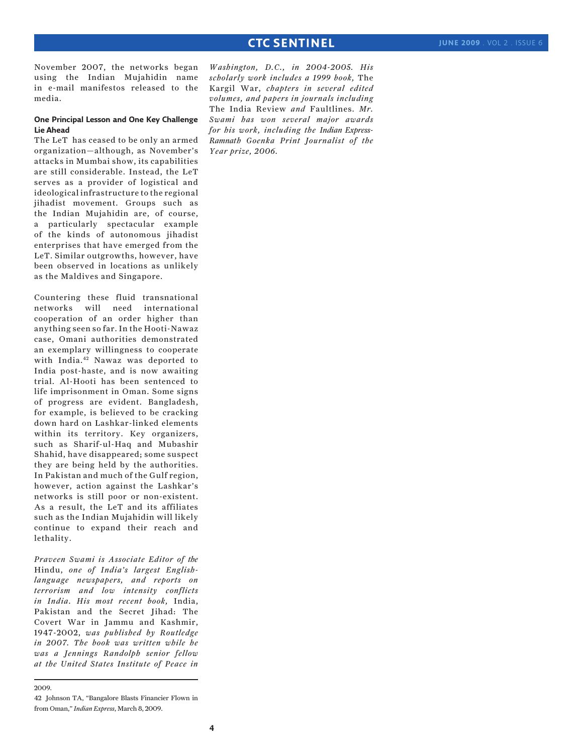November 2007, the networks began using the Indian Mujahidin name in e-mail manifestos released to the media.

#### One Principal Lesson and One Key Challenge Lie Ahead

The LeT has ceased to be only an armed organization—although, as November's attacks in Mumbai show, its capabilities are still considerable. Instead, the LeT serves as a provider of logistical and ideological infrastructure to the regional jihadist movement. Groups such as the Indian Mujahidin are, of course, a particularly spectacular example of the kinds of autonomous jihadist enterprises that have emerged from the LeT. Similar outgrowths, however, have been observed in locations as unlikely as the Maldives and Singapore.

Countering these fluid transnational networks will need international cooperation of an order higher than anything seen so far. In the Hooti-Nawaz case, Omani authorities demonstrated an exemplary willingness to cooperate with India.[42] Nawaz was deported to India post-haste, and is now awaiting trial. Al-Hooti has been sentenced to life imprisonment in Oman. Some signs of progress are evident. Bangladesh, for example, is believed to be cracking down hard on Lashkar-linked elements within its territory. Key organizers, such as Sharif-ul-Haq and Mubashir Shahid, have disappeared; some suspect they are being held by the authorities. In Pakistan and much of the Gulf region, however, action against the Lashkar's networks is still poor or non-existent. As a result, the LeT and its affiliates such as the Indian Mujahidin will likely continue to expand their reach and lethality.

*Praveen Swami is Associate Editor of the* Hindu*, one of India's largest English-language newspapers, and reports on terrorism and low intensity conflicts in India. His most recent book,* India, Pakistan and the Secret Jihad: The Covert War in Jammu and Kashmir, 1947-2002*, was published by Routledge in 2007. The book was written while he was a Jennings Randolph senior fellow at the United States Institute of Peace in Washington, D.C., in 2004-2005. His scholarly work includes a 1999 book,* The Kargil War*, chapters in several edited volumes, and papers in journals including* The India Review *and* Faultlines*. Mr. Swami has won several major awards for his work, including the Indian Express-Ramnath Goenka Print Journalist of the Year prize, 2006.*

---

2009.

42 Johnson TA, "Bangalore Blasts Financier Flown in from Oman," *Indian Express*, March 8, 2009.